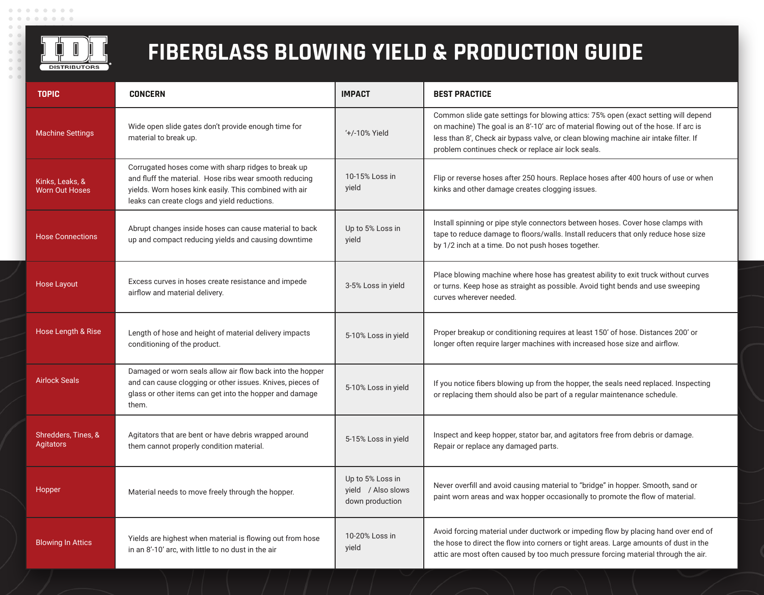# FIBERGLASS BLOWING YIELD & PRODUCTION GUIDE

| TOPIC | CONCERN | IMPACT | BEST PRACTICE |
| --- | --- | --- | --- |
| Machine Settings | Wide open slide gates don't provide enough time for material to break up. | '+/-10% Yield | Common slide gate settings for blowing attics: 75% open (exact setting will depend on machine) The goal is an 8'-10' arc of material flowing out of the hose. If arc is less than 8', Check air bypass valve, or clean blowing machine air intake filter. If problem continues check or replace air lock seals. |
| Kinks, Leaks, & Worn Out Hoses | Corrugated hoses come with sharp ridges to break up and fluff the material. Hose ribs wear smooth reducing yields. Worn hoses kink easily. This combined with air leaks can create clogs and yield reductions. | 10-15% Loss in yield | Flip or reverse hoses after 250 hours. Replace hoses after 400 hours of use or when kinks and other damage creates clogging issues. |
| Hose Connections | Abrupt changes inside hoses can cause material to back up and compact reducing yields and causing downtime | Up to 5% Loss in yield | Install spinning or pipe style connectors between hoses. Cover hose clamps with tape to reduce damage to floors/walls. Install reducers that only reduce hose size by 1/2 inch at a time. Do not push hoses together. |
| Hose Layout | Excess curves in hoses create resistance and impede airflow and material delivery. | 3-5% Loss in yield | Place blowing machine where hose has greatest ability to exit truck without curves or turns. Keep hose as straight as possible. Avoid tight bends and use sweeping curves wherever needed. |
| Hose Length & Rise | Length of hose and height of material delivery impacts conditioning of the product. | 5-10% Loss in yield | Proper breakup or conditioning requires at least 150' of hose. Distances 200' or longer often require larger machines with increased hose size and airflow. |
| Airlock Seals | Damaged or worn seals allow air flow back into the hopper and can cause clogging or other issues. Knives, pieces of glass or other items can get into the hopper and damage them. | 5-10% Loss in yield | If you notice fibers blowing up from the hopper, the seals need replaced. Inspecting or replacing them should also be part of a regular maintenance schedule. |
| Shredders, Tines, & Agitators | Agitators that are bent or have debris wrapped around them cannot properly condition material. | 5-15% Loss in yield | Inspect and keep hopper, stator bar, and agitators free from debris or damage. Repair or replace any damaged parts. |
| Hopper | Material needs to move freely through the hopper. | Up to 5% Loss in yield / Also slows down production | Never overfill and avoid causing material to "bridge" in hopper. Smooth, sand or paint worn areas and wax hopper occasionally to promote the flow of material. |
| Blowing In Attics | Yields are highest when material is flowing out from hose in an 8'-10' arc, with little to no dust in the air | 10-20% Loss in yield | Avoid forcing material under ductwork or impeding flow by placing hand over end of the hose to direct the flow into corners or tight areas. Large amounts of dust in the attic are most often caused by too much pressure forcing material through the air. |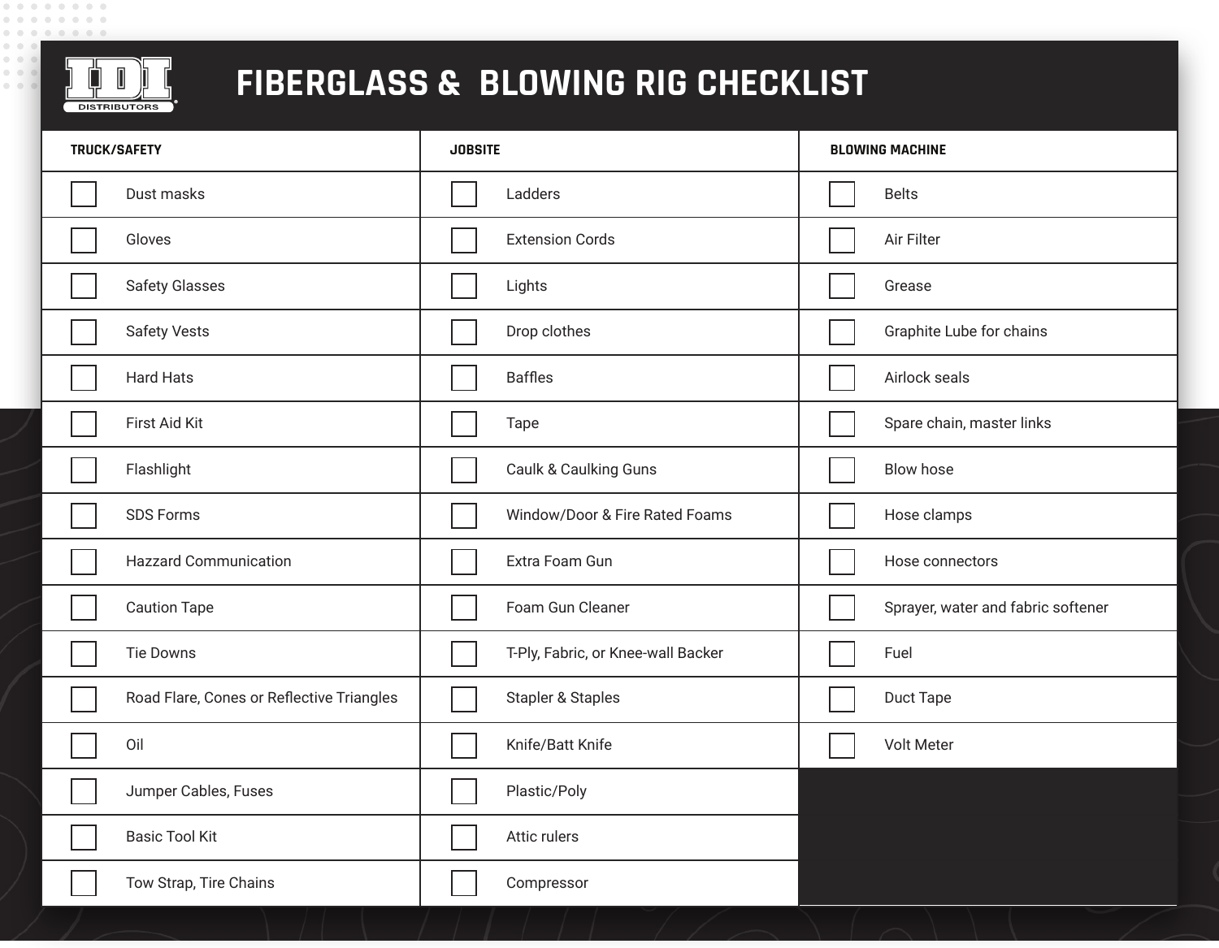# FIBERGLASS & BLOWING RIG CHECKLIST

| TRUCK/SAFETY | JOBSITE | BLOWING MACHINE |
|---|---|---|
| ☐ Dust masks | ☐ Ladders | ☐ Belts |
| ☐ Gloves | ☐ Extension Cords | ☐ Air Filter |
| ☐ Safety Glasses | ☐ Lights | ☐ Grease |
| ☐ Safety Vests | ☐ Drop clothes | ☐ Graphite Lube for chains |
| ☐ Hard Hats | ☐ Baffles | ☐ Airlock seals |
| ☐ First Aid Kit | ☐ Tape | ☐ Spare chain, master links |
| ☐ Flashlight | ☐ Caulk & Caulking Guns | ☐ Blow hose |
| ☐ SDS Forms | ☐ Window/Door & Fire Rated Foams | ☐ Hose clamps |
| ☐ Hazzard Communication | ☐ Extra Foam Gun | ☐ Hose connectors |
| ☐ Caution Tape | ☐ Foam Gun Cleaner | ☐ Sprayer, water and fabric softener |
| ☐ Tie Downs | ☐ T-Ply, Fabric, or Knee-wall Backer | ☐ Fuel |
| ☐ Road Flare, Cones or Reflective Triangles | ☐ Stapler & Staples | ☐ Duct Tape |
| ☐ Oil | ☐ Knife/Batt Knife | ☐ Volt Meter |
| ☐ Jumper Cables, Fuses | ☐ Plastic/Poly | |
| ☐ Basic Tool Kit | ☐ Attic rulers | |
| ☐ Tow Strap, Tire Chains | ☐ Compressor | |